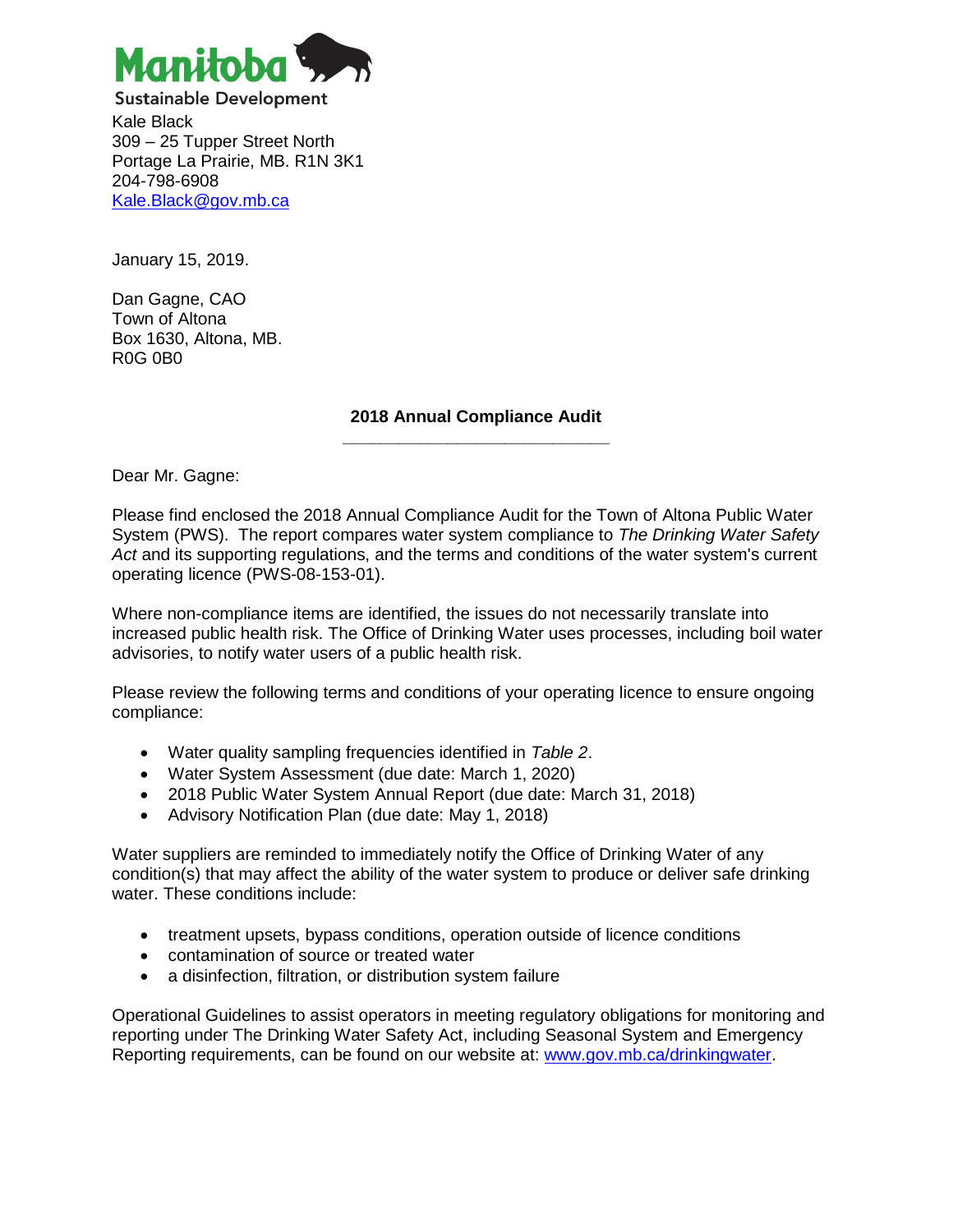Manitoba

Sustainable Development

Kale Black
309 – 25 Tupper Street North
Portage La Prairie, MB. R1N 3K1
204-798-6908
[Kale.Black@gov.mb.ca](mailto:Kale.Black@gov.mb.ca)

January 15, 2019.

Dan Gagne, CAO
Town of Altona
Box 1630, Altona, MB.
R0G 0B0

**2018 Annual Compliance Audit**

Dear Mr. Gagne:

Please find enclosed the 2018 Annual Compliance Audit for the Town of Altona Public Water System (PWS). The report compares water system compliance to *The Drinking Water Safety Act* and its supporting regulations, and the terms and conditions of the water system's current operating licence (PWS-08-153-01).

Where non-compliance items are identified, the issues do not necessarily translate into increased public health risk. The Office of Drinking Water uses processes, including boil water advisories, to notify water users of a public health risk.

Please review the following terms and conditions of your operating licence to ensure ongoing compliance:

- Water quality sampling frequencies identified in *Table 2*.
- Water System Assessment (due date: March 1, 2020)
- 2018 Public Water System Annual Report (due date: March 31, 2018)
- Advisory Notification Plan (due date: May 1, 2018)

Water suppliers are reminded to immediately notify the Office of Drinking Water of any condition(s) that may affect the ability of the water system to produce or deliver safe drinking water. These conditions include:

- treatment upsets, bypass conditions, operation outside of licence conditions
- contamination of source or treated water
- a disinfection, filtration, or distribution system failure

Operational Guidelines to assist operators in meeting regulatory obligations for monitoring and reporting under The Drinking Water Safety Act, including Seasonal System and Emergency Reporting requirements, can be found on our website at: [www.gov.mb.ca/drinkingwater](http://www.gov.mb.ca/drinkingwater).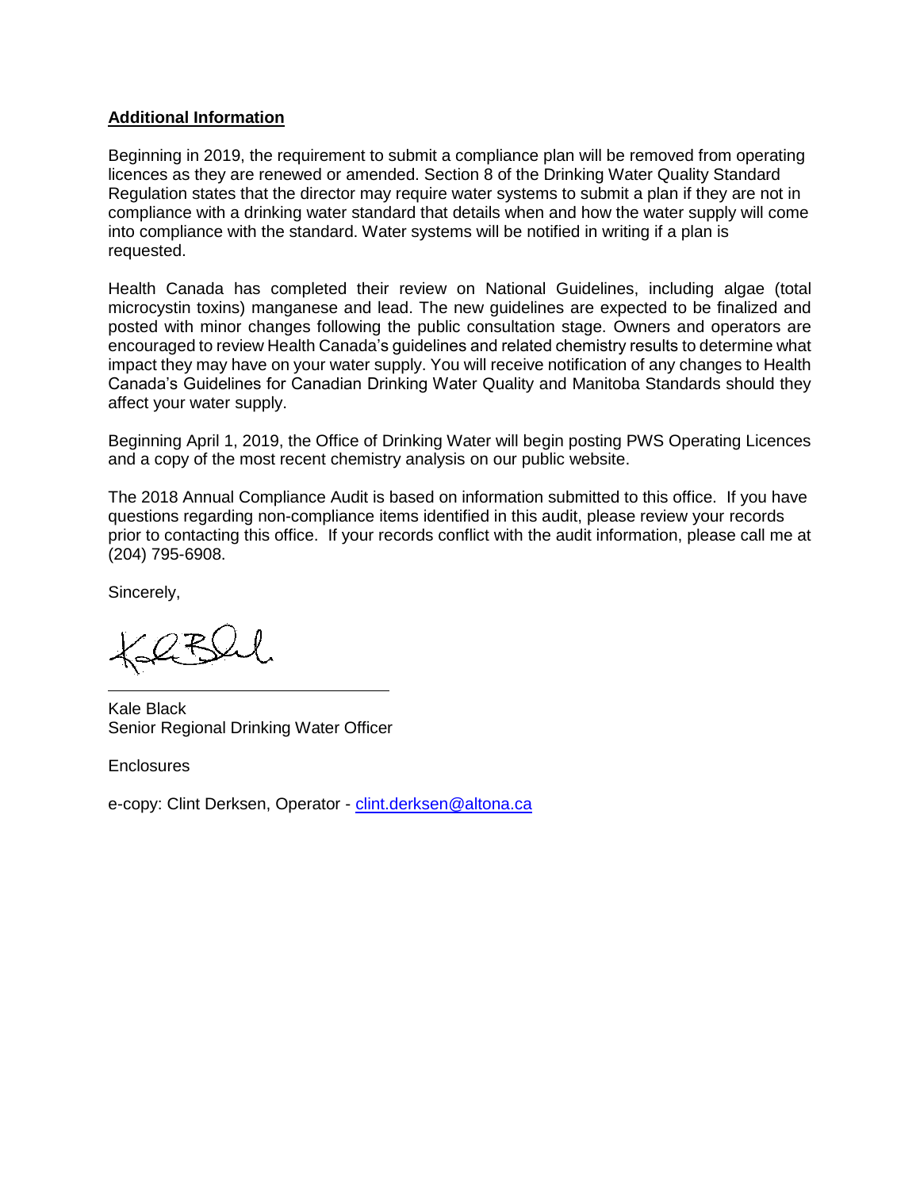**Additional Information**

Beginning in 2019, the requirement to submit a compliance plan will be removed from operating licences as they are renewed or amended. Section 8 of the Drinking Water Quality Standard Regulation states that the director may require water systems to submit a plan if they are not in compliance with a drinking water standard that details when and how the water supply will come into compliance with the standard. Water systems will be notified in writing if a plan is requested.

Health Canada has completed their review on National Guidelines, including algae (total microcystin toxins) manganese and lead. The new guidelines are expected to be finalized and posted with minor changes following the public consultation stage. Owners and operators are encouraged to review Health Canada's guidelines and related chemistry results to determine what impact they may have on your water supply. You will receive notification of any changes to Health Canada's Guidelines for Canadian Drinking Water Quality and Manitoba Standards should they affect your water supply.

Beginning April 1, 2019, the Office of Drinking Water will begin posting PWS Operating Licences and a copy of the most recent chemistry analysis on our public website.

The 2018 Annual Compliance Audit is based on information submitted to this office. If you have questions regarding non-compliance items identified in this audit, please review your records prior to contacting this office. If your records conflict with the audit information, please call me at (204) 795-6908.

Sincerely,

Kale Black
Senior Regional Drinking Water Officer

Enclosures

e-copy: Clint Derksen, Operator - clint.derksen@altona.ca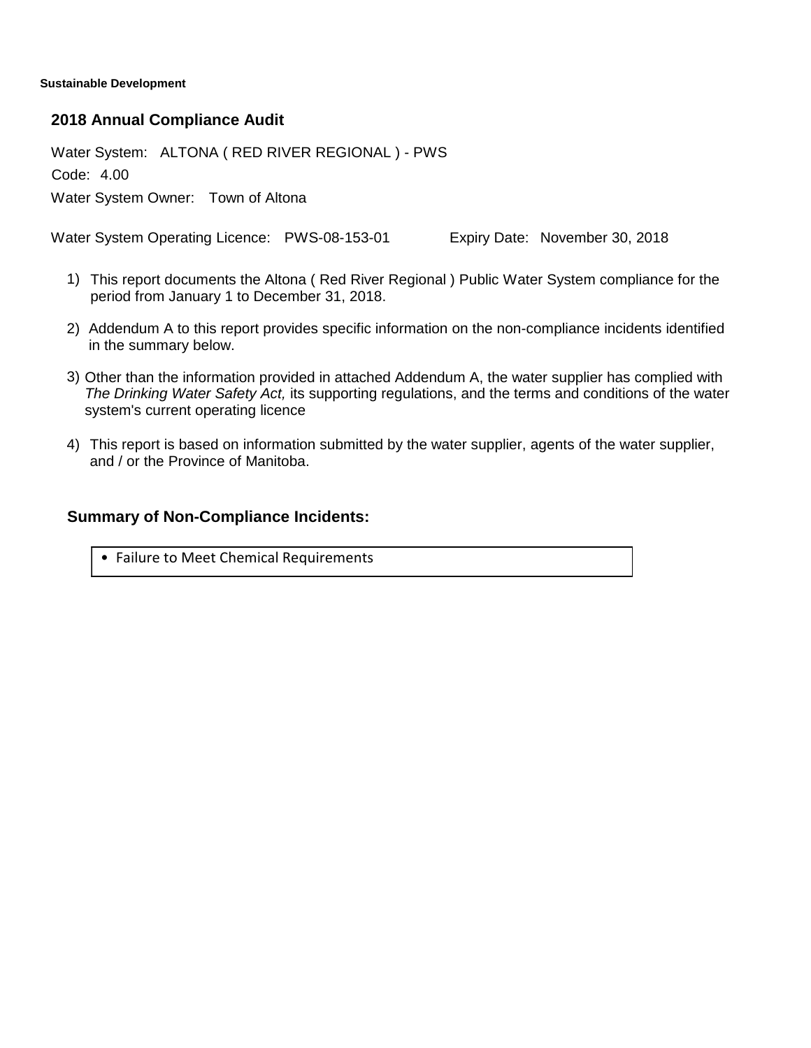**Sustainable Development**

## 2018 Annual Compliance Audit

Water System: ALTONA ( RED RIVER REGIONAL ) - PWS

Code: 4.00

Water System Owner: Town of Altona

Water System Operating Licence: PWS-08-153-01 Expiry Date: November 30, 2018

1) This report documents the Altona ( Red River Regional ) Public Water System compliance for the period from January 1 to December 31, 2018.

2) Addendum A to this report provides specific information on the non-compliance incidents identified in the summary below.

3) Other than the information provided in attached Addendum A, the water supplier has complied with *The Drinking Water Safety Act,* its supporting regulations, and the terms and conditions of the water system's current operating licence

4) This report is based on information submitted by the water supplier, agents of the water supplier, and / or the Province of Manitoba.

### Summary of Non-Compliance Incidents:

- Failure to Meet Chemical Requirements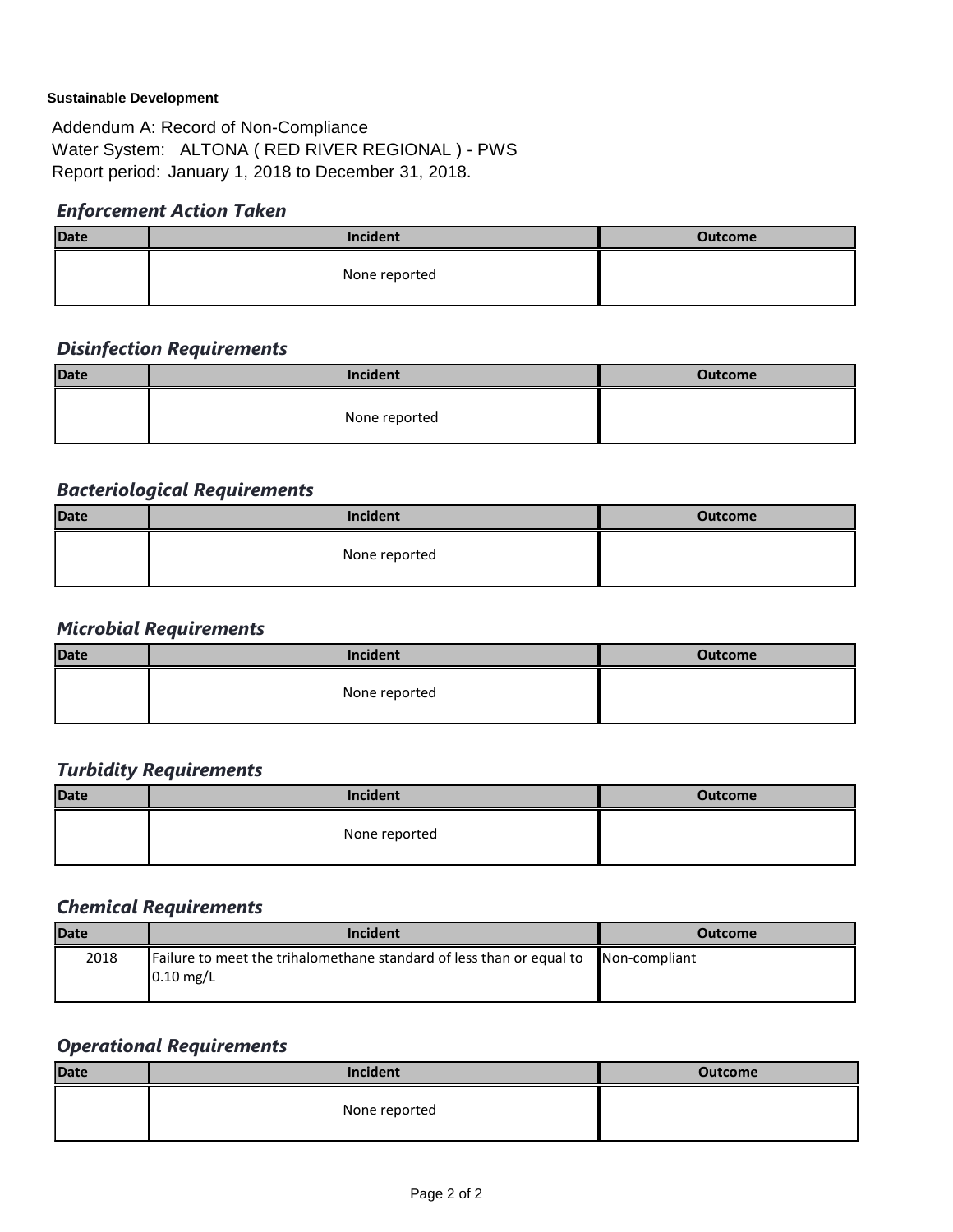**Sustainable Development**

Addendum A: Record of Non-Compliance
Water System: ALTONA ( RED RIVER REGIONAL ) - PWS
Report period: January 1, 2018 to December 31, 2018.

### *Enforcement Action Taken*

| Date | Incident | Outcome |
|---|---|---|
| | None reported | |

### *Disinfection Requirements*

| Date | Incident | Outcome |
|---|---|---|
| | None reported | |

### *Bacteriological Requirements*

| Date | Incident | Outcome |
|---|---|---|
| | None reported | |

### *Microbial Requirements*

| Date | Incident | Outcome |
|---|---|---|
| | None reported | |

### *Turbidity Requirements*

| Date | Incident | Outcome |
|---|---|---|
| | None reported | |

### *Chemical Requirements*

| Date | Incident | Outcome |
|---|---|---|
| 2018 | Failure to meet the trihalomethane standard of less than or equal to 0.10 mg/L | Non-compliant |

### *Operational Requirements*

| Date | Incident | Outcome |
|---|---|---|
| | None reported | |